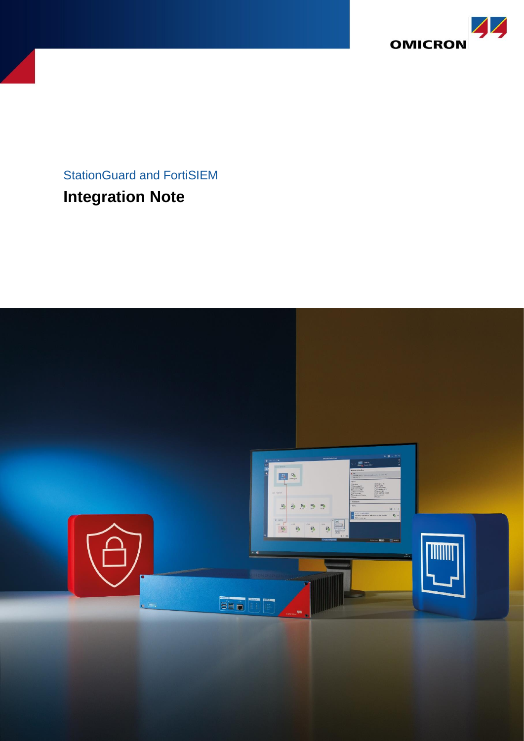StationGuard and FortiSIEM

# Integration Note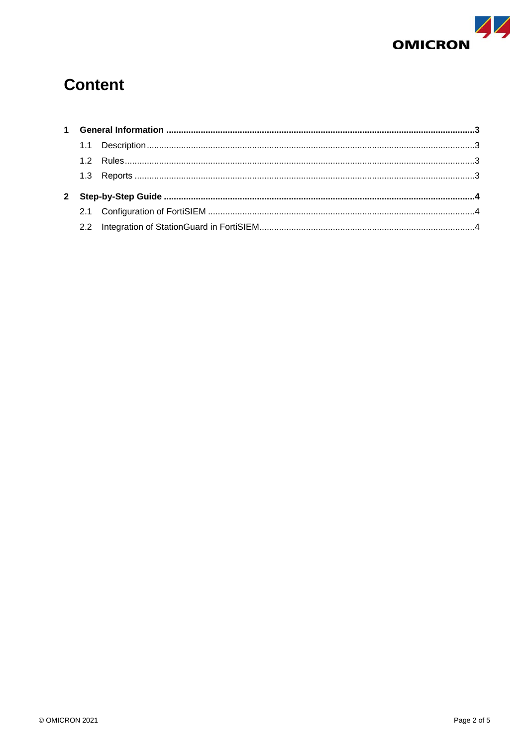# Content

**1 General Information ... 3**

- 1.1 Description ... 3
- 1.2 Rules ... 3
- 1.3 Reports ... 3

**2 Step-by-Step Guide ... 4**

- 2.1 Configuration of FortiSIEM ... 4
- 2.2 Integration of StationGuard in FortiSIEM ... 4

© OMICRON 2021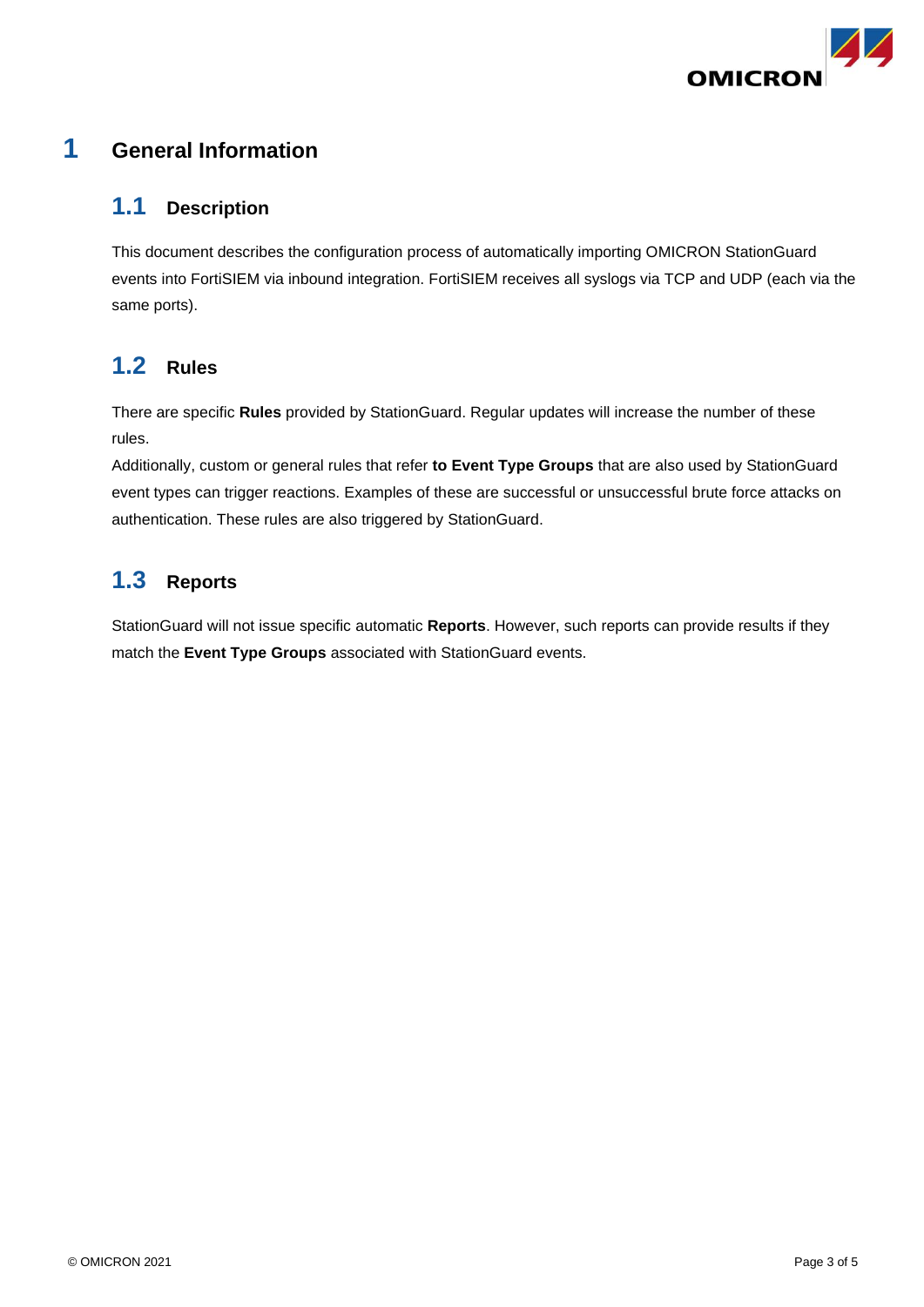# 1 General Information

## 1.1 Description

This document describes the configuration process of automatically importing OMICRON StationGuard events into FortiSIEM via inbound integration. FortiSIEM receives all syslogs via TCP and UDP (each via the same ports).

## 1.2 Rules

There are specific **Rules** provided by StationGuard. Regular updates will increase the number of these rules.
Additionally, custom or general rules that refer **to Event Type Groups** that are also used by StationGuard event types can trigger reactions. Examples of these are successful or unsuccessful brute force attacks on authentication. These rules are also triggered by StationGuard.

## 1.3 Reports

StationGuard will not issue specific automatic **Reports**. However, such reports can provide results if they match the **Event Type Groups** associated with StationGuard events.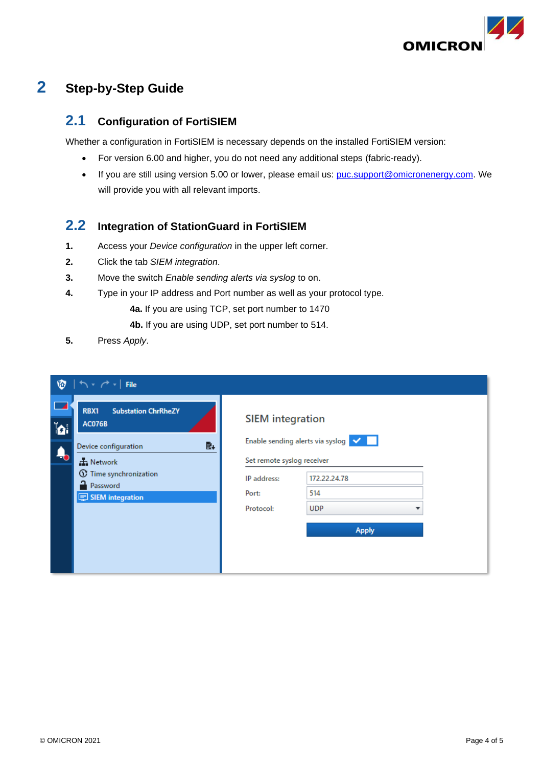# 2 Step-by-Step Guide

## 2.1 Configuration of FortiSIEM

Whether a configuration in FortiSIEM is necessary depends on the installed FortiSIEM version:

- For version 6.00 and higher, you do not need any additional steps (fabric-ready).
- If you are still using version 5.00 or lower, please email us: puc.support@omicronenergy.com. We will provide you with all relevant imports.

## 2.2 Integration of StationGuard in FortiSIEM

1. Access your *Device configuration* in the upper left corner.
2. Click the tab *SIEM integration*.
3. Move the switch *Enable sending alerts via syslog* to on.
4. Type in your IP address and Port number as well as your protocol type.

   **4a.** If you are using TCP, set port number to 1470

   **4b.** If you are using UDP, set port number to 514.
5. Press *Apply*.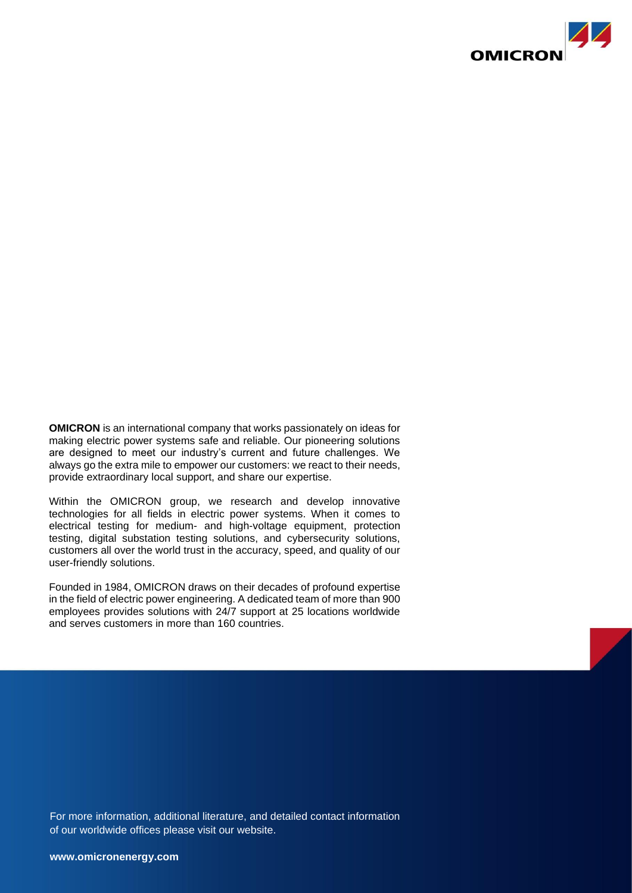**OMICRON** is an international company that works passionately on ideas for making electric power systems safe and reliable. Our pioneering solutions are designed to meet our industry's current and future challenges. We always go the extra mile to empower our customers: we react to their needs, provide extraordinary local support, and share our expertise.

Within the OMICRON group, we research and develop innovative technologies for all fields in electric power systems. When it comes to electrical testing for medium- and high-voltage equipment, protection testing, digital substation testing solutions, and cybersecurity solutions, customers all over the world trust in the accuracy, speed, and quality of our user-friendly solutions.

Founded in 1984, OMICRON draws on their decades of profound expertise in the field of electric power engineering. A dedicated team of more than 900 employees provides solutions with 24/7 support at 25 locations worldwide and serves customers in more than 160 countries.

For more information, additional literature, and detailed contact information of our worldwide offices please visit our website.

**www.omicronenergy.com**